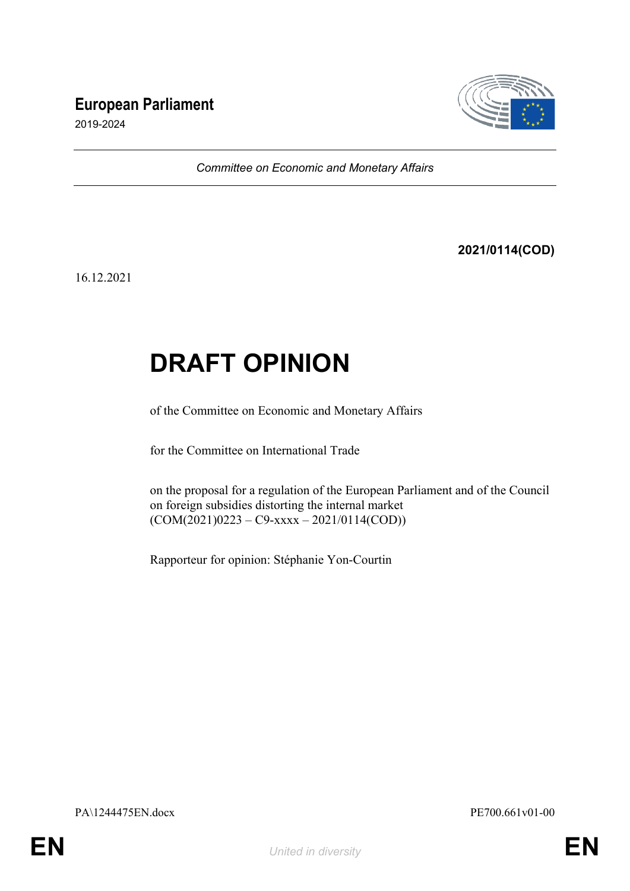# European Parliament

2019-2024

*Committee on Economic and Monetary Affairs*

**2021/0114(COD)**

16.12.2021

# DRAFT OPINION

of the Committee on Economic and Monetary Affairs

for the Committee on International Trade

on the proposal for a regulation of the European Parliament and of the Council on foreign subsidies distorting the internal market
(COM(2021)0223 – C9-xxxx – 2021/0114(COD))

Rapporteur for opinion: Stéphanie Yon-Courtin

PA\1244475EN.docx PE700.661v01-00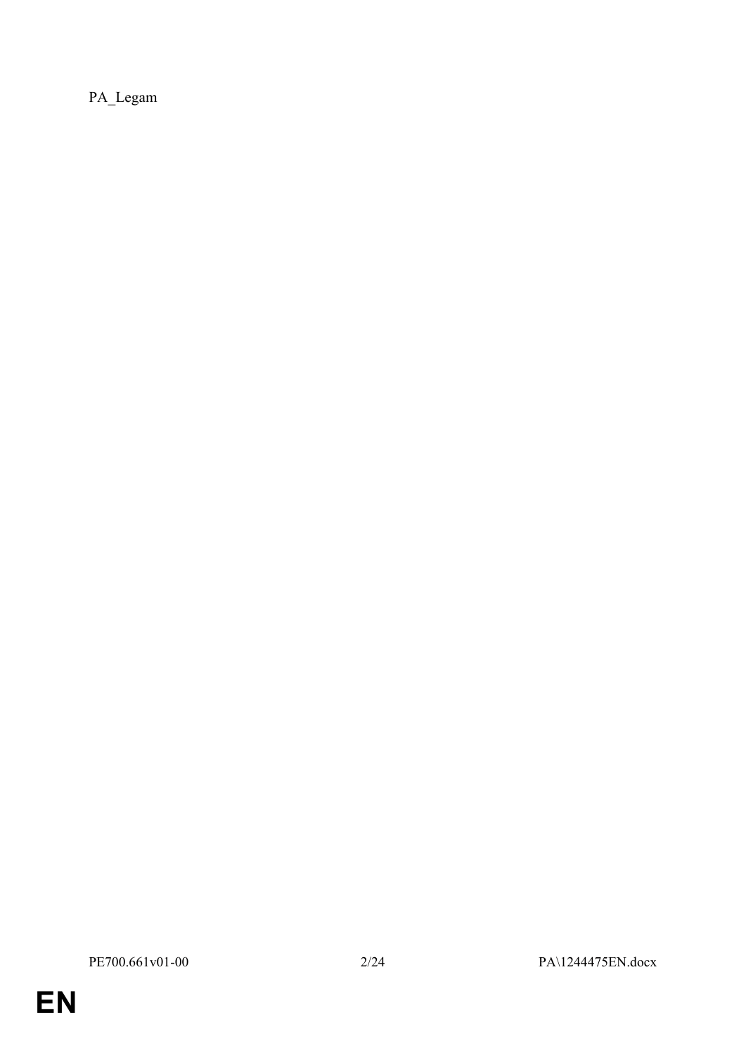PA_Legam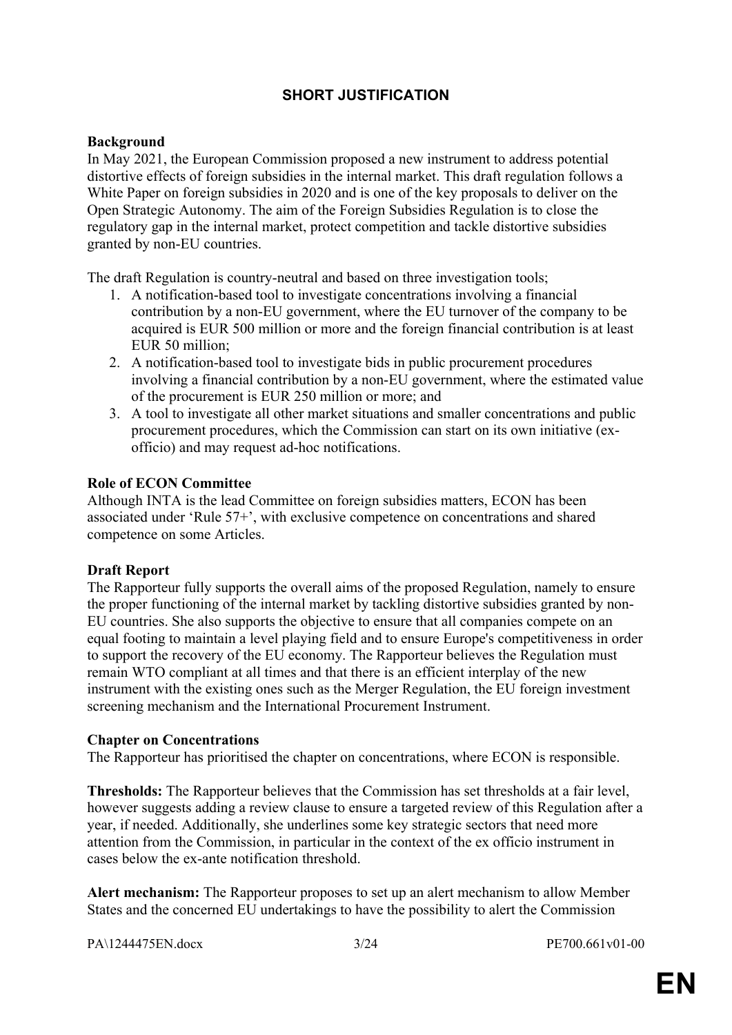## SHORT JUSTIFICATION

**Background**

In May 2021, the European Commission proposed a new instrument to address potential distortive effects of foreign subsidies in the internal market. This draft regulation follows a White Paper on foreign subsidies in 2020 and is one of the key proposals to deliver on the Open Strategic Autonomy. The aim of the Foreign Subsidies Regulation is to close the regulatory gap in the internal market, protect competition and tackle distortive subsidies granted by non-EU countries.

The draft Regulation is country-neutral and based on three investigation tools;

1. A notification-based tool to investigate concentrations involving a financial contribution by a non-EU government, where the EU turnover of the company to be acquired is EUR 500 million or more and the foreign financial contribution is at least EUR 50 million;
2. A notification-based tool to investigate bids in public procurement procedures involving a financial contribution by a non-EU government, where the estimated value of the procurement is EUR 250 million or more; and
3. A tool to investigate all other market situations and smaller concentrations and public procurement procedures, which the Commission can start on its own initiative (ex-officio) and may request ad-hoc notifications.

**Role of ECON Committee**

Although INTA is the lead Committee on foreign subsidies matters, ECON has been associated under 'Rule 57+', with exclusive competence on concentrations and shared competence on some Articles.

**Draft Report**

The Rapporteur fully supports the overall aims of the proposed Regulation, namely to ensure the proper functioning of the internal market by tackling distortive subsidies granted by non-EU countries. She also supports the objective to ensure that all companies compete on an equal footing to maintain a level playing field and to ensure Europe's competitiveness in order to support the recovery of the EU economy. The Rapporteur believes the Regulation must remain WTO compliant at all times and that there is an efficient interplay of the new instrument with the existing ones such as the Merger Regulation, the EU foreign investment screening mechanism and the International Procurement Instrument.

**Chapter on Concentrations**

The Rapporteur has prioritised the chapter on concentrations, where ECON is responsible.

**Thresholds:** The Rapporteur believes that the Commission has set thresholds at a fair level, however suggests adding a review clause to ensure a targeted review of this Regulation after a year, if needed. Additionally, she underlines some key strategic sectors that need more attention from the Commission, in particular in the context of the ex officio instrument in cases below the ex-ante notification threshold.

**Alert mechanism:** The Rapporteur proposes to set up an alert mechanism to allow Member States and the concerned EU undertakings to have the possibility to alert the Commission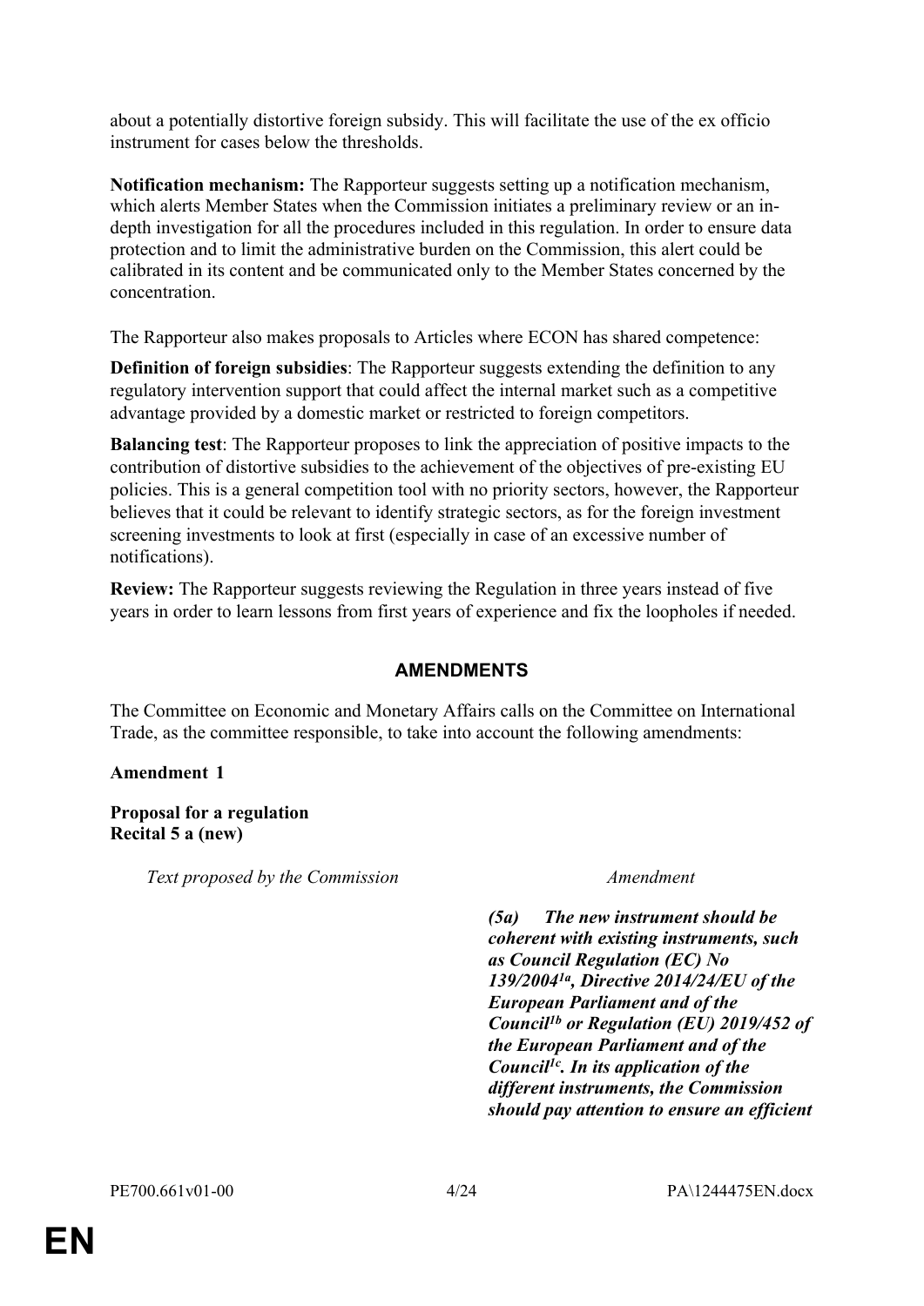about a potentially distortive foreign subsidy. This will facilitate the use of the ex officio instrument for cases below the thresholds.

**Notification mechanism:** The Rapporteur suggests setting up a notification mechanism, which alerts Member States when the Commission initiates a preliminary review or an in-depth investigation for all the procedures included in this regulation. In order to ensure data protection and to limit the administrative burden on the Commission, this alert could be calibrated in its content and be communicated only to the Member States concerned by the concentration.

The Rapporteur also makes proposals to Articles where ECON has shared competence:

**Definition of foreign subsidies**: The Rapporteur suggests extending the definition to any regulatory intervention support that could affect the internal market such as a competitive advantage provided by a domestic market or restricted to foreign competitors.

**Balancing test**: The Rapporteur proposes to link the appreciation of positive impacts to the contribution of distortive subsidies to the achievement of the objectives of pre-existing EU policies. This is a general competition tool with no priority sectors, however, the Rapporteur believes that it could be relevant to identify strategic sectors, as for the foreign investment screening investments to look at first (especially in case of an excessive number of notifications).

**Review:** The Rapporteur suggests reviewing the Regulation in three years instead of five years in order to learn lessons from first years of experience and fix the loopholes if needed.

## AMENDMENTS

The Committee on Economic and Monetary Affairs calls on the Committee on International Trade, as the committee responsible, to take into account the following amendments:

**Amendment 1**

**Proposal for a regulation**
**Recital 5 a (new)**

| *Text proposed by the Commission* | *Amendment* |
| --- | --- |
| | ***(5a) The new instrument should be coherent with existing instruments, such as Council Regulation (EC) No 139/2004[1a], Directive 2014/24/EU of the European Parliament and of the Council[1b] or Regulation (EU) 2019/452 of the European Parliament and of the Council[1c]. In its application of the different instruments, the Commission should pay attention to ensure an efficient*** |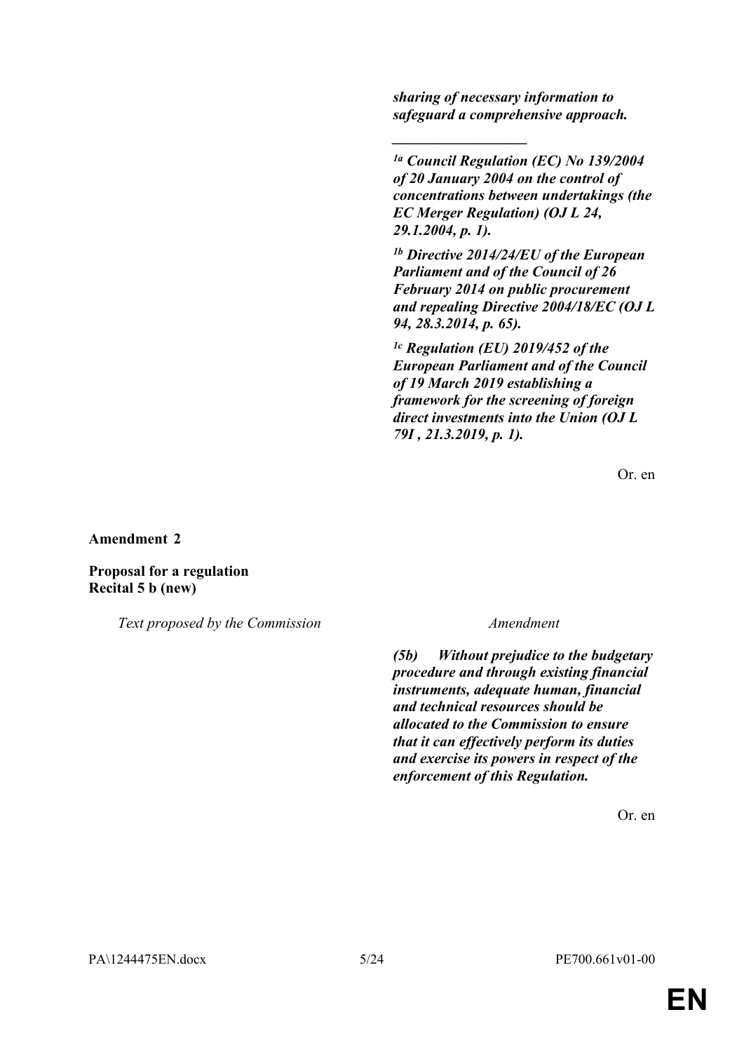***sharing of necessary information to safeguard a comprehensive approach.***

***__________________***

***[1a] Council Regulation (EC) No 139/2004 of 20 January 2004 on the control of concentrations between undertakings (the EC Merger Regulation) (OJ L 24, 29.1.2004, p. 1).***

***[1b] Directive 2014/24/EU of the European Parliament and of the Council of 26 February 2014 on public procurement and repealing Directive 2004/18/EC (OJ L 94, 28.3.2014, p. 65).***

***[1c] Regulation (EU) 2019/452 of the European Parliament and of the Council of 19 March 2019 establishing a framework for the screening of foreign direct investments into the Union (OJ L 79I , 21.3.2019, p. 1).***

Or. en

**Amendment 2**

**Proposal for a regulation**
**Recital 5 b (new)**

| *Text proposed by the Commission* | *Amendment* |
|---|---|
| | ***(5b) Without prejudice to the budgetary procedure and through existing financial instruments, adequate human, financial and technical resources should be allocated to the Commission to ensure that it can effectively perform its duties and exercise its powers in respect of the enforcement of this Regulation.*** |

Or. en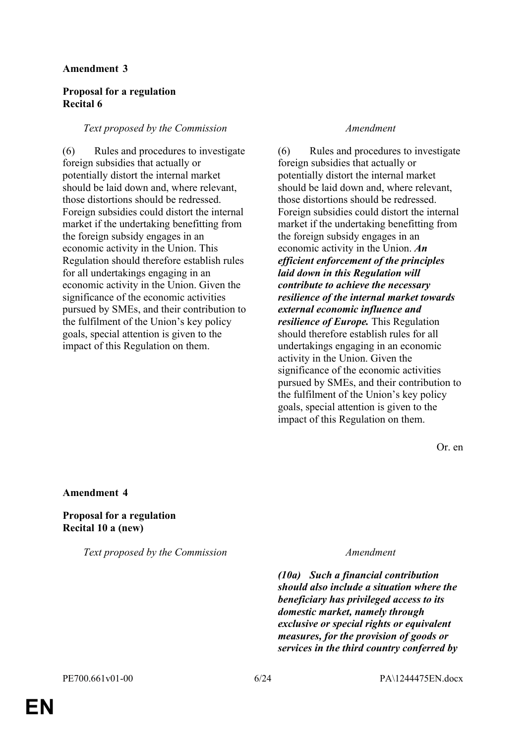**Amendment 3**

**Proposal for a regulation**
**Recital 6**

| *Text proposed by the Commission* | *Amendment* |
|---|---|
| (6) Rules and procedures to investigate foreign subsidies that actually or potentially distort the internal market should be laid down and, where relevant, those distortions should be redressed. Foreign subsidies could distort the internal market if the undertaking benefitting from the foreign subsidy engages in an economic activity in the Union. This Regulation should therefore establish rules for all undertakings engaging in an economic activity in the Union. Given the significance of the economic activities pursued by SMEs, and their contribution to the fulfilment of the Union's key policy goals, special attention is given to the impact of this Regulation on them. | (6) Rules and procedures to investigate foreign subsidies that actually or potentially distort the internal market should be laid down and, where relevant, those distortions should be redressed. Foreign subsidies could distort the internal market if the undertaking benefitting from the foreign subsidy engages in an economic activity in the Union. ***An efficient enforcement of the principles laid down in this Regulation will contribute to achieve the necessary resilience of the internal market towards external economic influence and resilience of Europe.*** This Regulation should therefore establish rules for all undertakings engaging in an economic activity in the Union. Given the significance of the economic activities pursued by SMEs, and their contribution to the fulfilment of the Union's key policy goals, special attention is given to the impact of this Regulation on them. |

Or. en

**Amendment 4**

**Proposal for a regulation**
**Recital 10 a (new)**

| *Text proposed by the Commission* | *Amendment* |
|---|---|
| | ***(10a) Such a financial contribution should also include a situation where the beneficiary has privileged access to its domestic market, namely through exclusive or special rights or equivalent measures, for the provision of goods or services in the third country conferred by*** |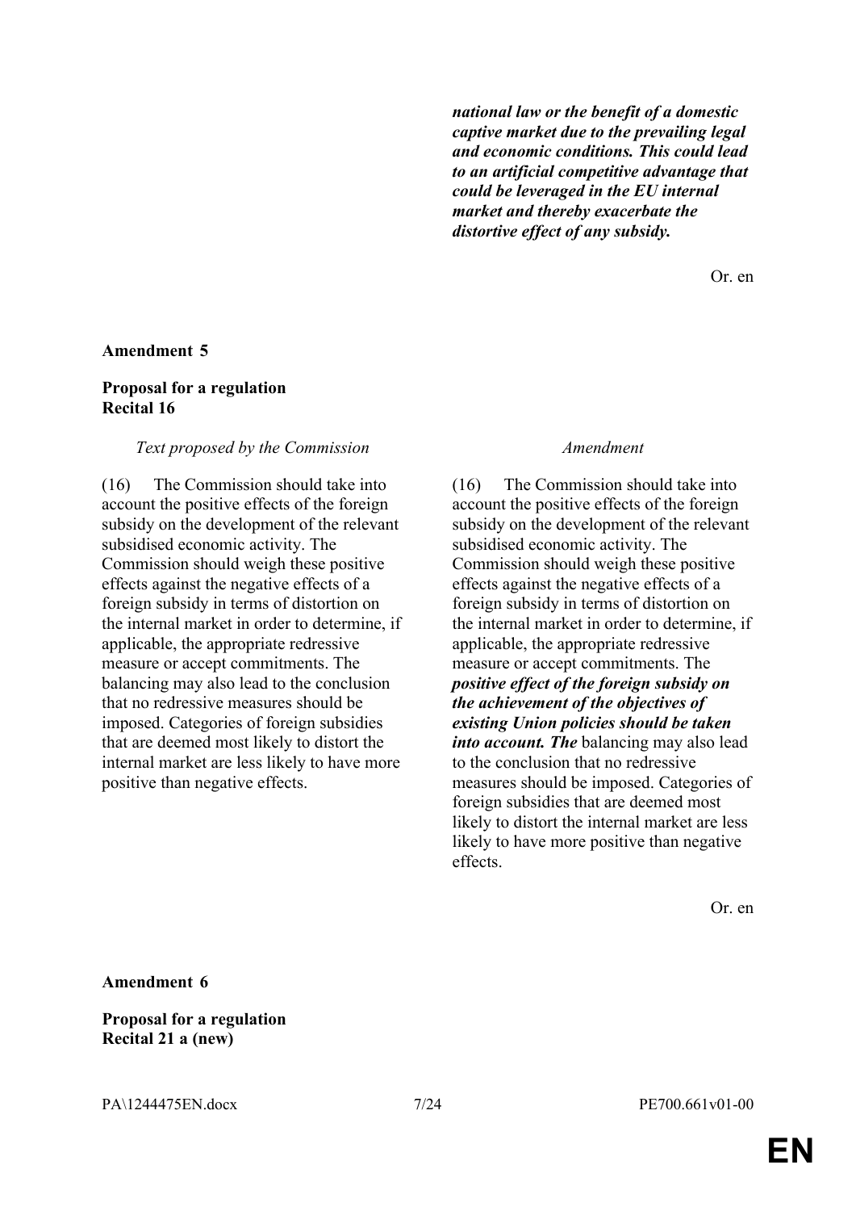| | |
|---|---|
| | ***national law or the benefit of a domestic captive market due to the prevailing legal and economic conditions. This could lead to an artificial competitive advantage that could be leveraged in the EU internal market and thereby exacerbate the distortive effect of any subsidy.*** |

Or. en

**Amendment 5**

**Proposal for a regulation**
**Recital 16**

| *Text proposed by the Commission* | *Amendment* |
|---|---|
| (16) The Commission should take into account the positive effects of the foreign subsidy on the development of the relevant subsidised economic activity. The Commission should weigh these positive effects against the negative effects of a foreign subsidy in terms of distortion on the internal market in order to determine, if applicable, the appropriate redressive measure or accept commitments. The balancing may also lead to the conclusion that no redressive measures should be imposed. Categories of foreign subsidies that are deemed most likely to distort the internal market are less likely to have more positive than negative effects. | (16) The Commission should take into account the positive effects of the foreign subsidy on the development of the relevant subsidised economic activity. The Commission should weigh these positive effects against the negative effects of a foreign subsidy in terms of distortion on the internal market in order to determine, if applicable, the appropriate redressive measure or accept commitments. The ***positive effect of the foreign subsidy on the achievement of the objectives of existing Union policies should be taken into account. The*** balancing may also lead to the conclusion that no redressive measures should be imposed. Categories of foreign subsidies that are deemed most likely to distort the internal market are less likely to have more positive than negative effects. |

Or. en

**Amendment 6**

**Proposal for a regulation**
**Recital 21 a (new)**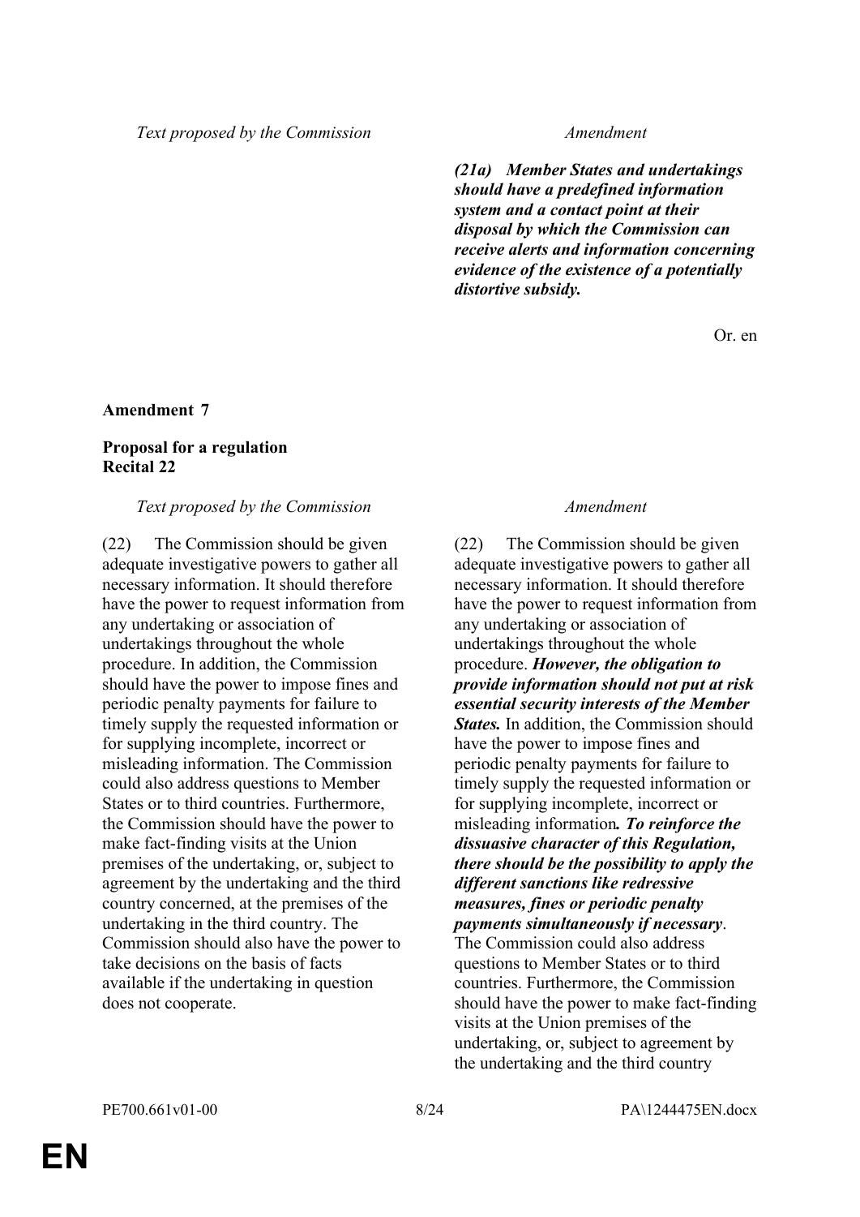| Text proposed by the Commission | Amendment |
|---|---|
| | ***(21a) Member States and undertakings should have a predefined information system and a contact point at their disposal by which the Commission can receive alerts and information concerning evidence of the existence of a potentially distortive subsidy.*** |

Or. en

**Amendment 7**

**Proposal for a regulation**
**Recital 22**

| Text proposed by the Commission | Amendment |
|---|---|
| (22) The Commission should be given adequate investigative powers to gather all necessary information. It should therefore have the power to request information from any undertaking or association of undertakings throughout the whole procedure. In addition, the Commission should have the power to impose fines and periodic penalty payments for failure to timely supply the requested information or for supplying incomplete, incorrect or misleading information. The Commission could also address questions to Member States or to third countries. Furthermore, the Commission should have the power to make fact-finding visits at the Union premises of the undertaking, or, subject to agreement by the undertaking and the third country concerned, at the premises of the undertaking in the third country. The Commission should also have the power to take decisions on the basis of facts available if the undertaking in question does not cooperate. | (22) The Commission should be given adequate investigative powers to gather all necessary information. It should therefore have the power to request information from any undertaking or association of undertakings throughout the whole procedure. ***However, the obligation to provide information should not put at risk essential security interests of the Member States.*** In addition, the Commission should have the power to impose fines and periodic penalty payments for failure to timely supply the requested information or for supplying incomplete, incorrect or misleading information***. To reinforce the dissuasive character of this Regulation, there should be the possibility to apply the different sanctions like redressive measures, fines or periodic penalty payments simultaneously if necessary***. The Commission could also address questions to Member States or to third countries. Furthermore, the Commission should have the power to make fact-finding visits at the Union premises of the undertaking, or, subject to agreement by the undertaking and the third country |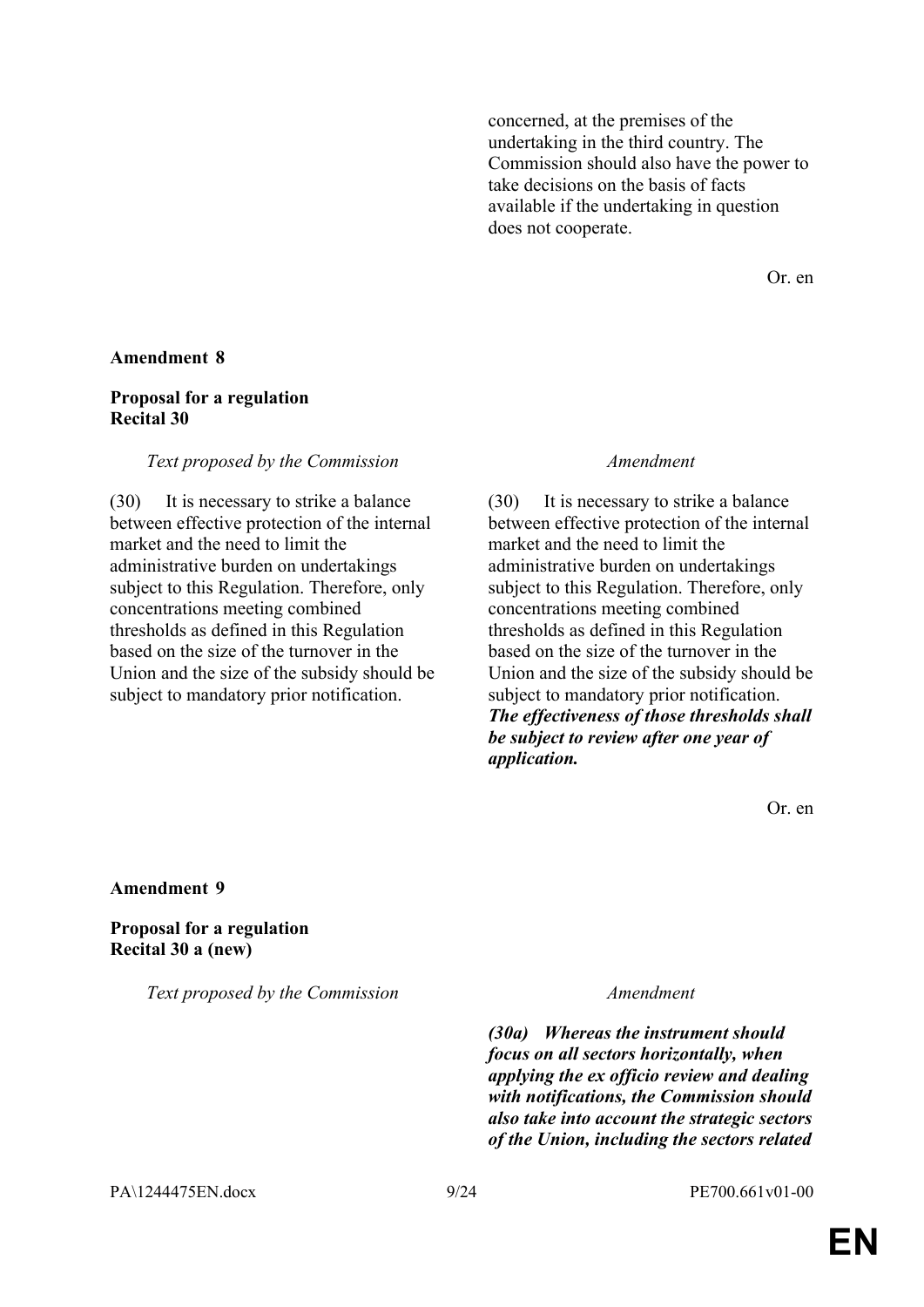concerned, at the premises of the undertaking in the third country. The Commission should also have the power to take decisions on the basis of facts available if the undertaking in question does not cooperate.

Or. en

**Amendment 8**

**Proposal for a regulation**
**Recital 30**

| *Text proposed by the Commission* | *Amendment* |
|---|---|
| (30) It is necessary to strike a balance between effective protection of the internal market and the need to limit the administrative burden on undertakings subject to this Regulation. Therefore, only concentrations meeting combined thresholds as defined in this Regulation based on the size of the turnover in the Union and the size of the subsidy should be subject to mandatory prior notification. | (30) It is necessary to strike a balance between effective protection of the internal market and the need to limit the administrative burden on undertakings subject to this Regulation. Therefore, only concentrations meeting combined thresholds as defined in this Regulation based on the size of the turnover in the Union and the size of the subsidy should be subject to mandatory prior notification. ***The effectiveness of those thresholds shall be subject to review after one year of application.*** |

Or. en

**Amendment 9**

**Proposal for a regulation**
**Recital 30 a (new)**

| *Text proposed by the Commission* | *Amendment* |
|---|---|
| | ***(30a) Whereas the instrument should focus on all sectors horizontally, when applying the ex officio review and dealing with notifications, the Commission should also take into account the strategic sectors of the Union, including the sectors related*** |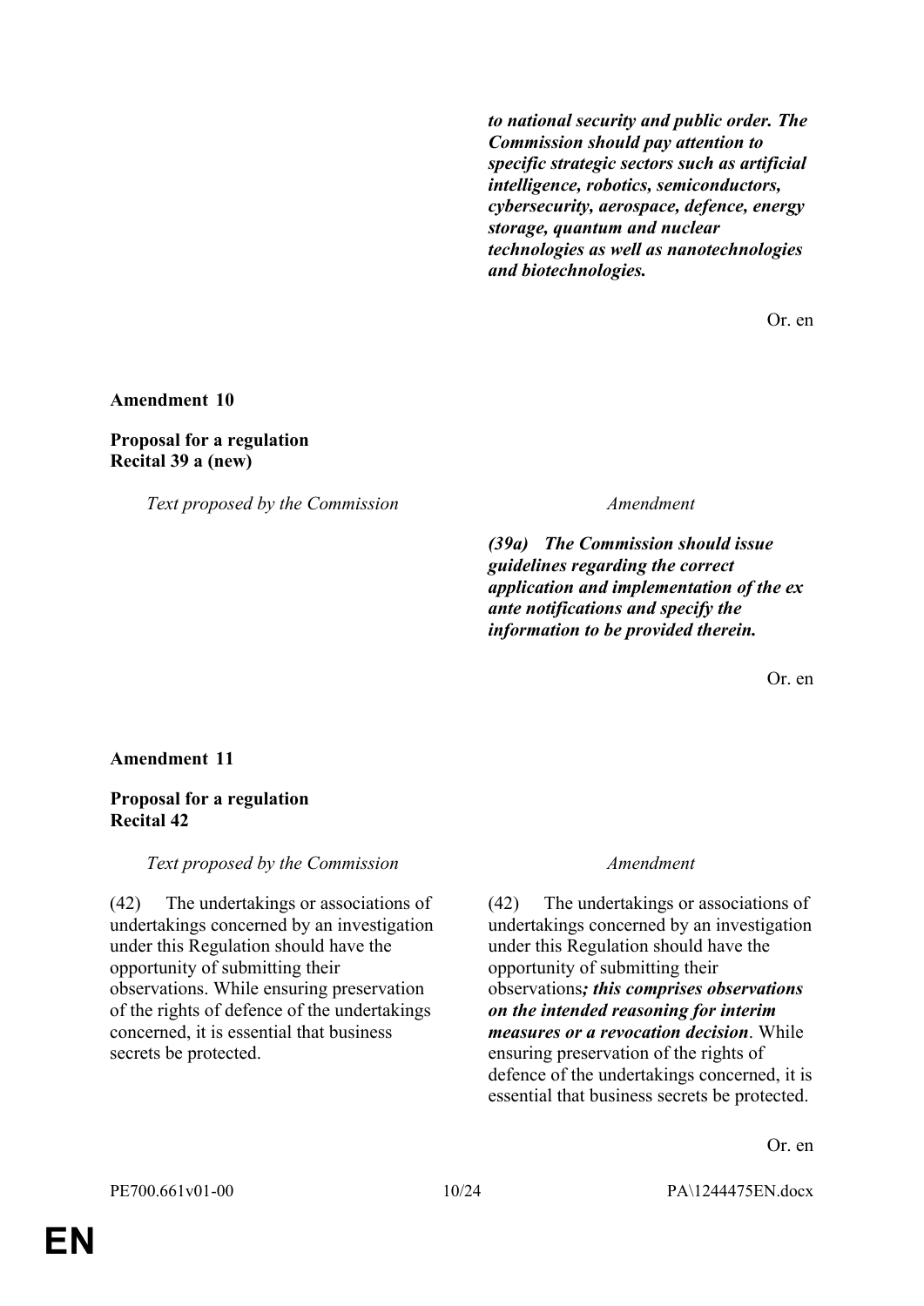| | |
|---|---|
| | ***to national security and public order. The Commission should pay attention to specific strategic sectors such as artificial intelligence, robotics, semiconductors, cybersecurity, aerospace, defence, energy storage, quantum and nuclear technologies as well as nanotechnologies and biotechnologies.*** |

Or. en

**Amendment 10**

**Proposal for a regulation**
**Recital 39 a (new)**

| *Text proposed by the Commission* | *Amendment* |
|---|---|
| | ***(39a) The Commission should issue guidelines regarding the correct application and implementation of the ex ante notifications and specify the information to be provided therein.*** |

Or. en

**Amendment 11**

**Proposal for a regulation**
**Recital 42**

| *Text proposed by the Commission* | *Amendment* |
|---|---|
| (42) The undertakings or associations of undertakings concerned by an investigation under this Regulation should have the opportunity of submitting their observations. While ensuring preservation of the rights of defence of the undertakings concerned, it is essential that business secrets be protected. | (42) The undertakings or associations of undertakings concerned by an investigation under this Regulation should have the opportunity of submitting their observations***; this comprises observations on the intended reasoning for interim measures or a revocation decision***. While ensuring preservation of the rights of defence of the undertakings concerned, it is essential that business secrets be protected. |

Or. en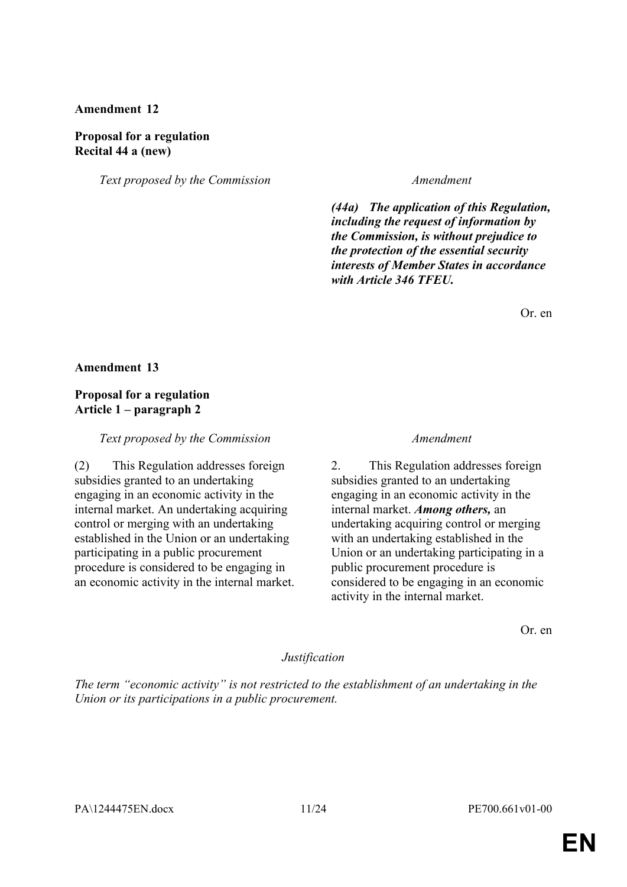**Amendment 12**

**Proposal for a regulation**
**Recital 44 a (new)**

| *Text proposed by the Commission* | *Amendment* |
|---|---|
| | ***(44a) The application of this Regulation, including the request of information by the Commission, is without prejudice to the protection of the essential security interests of Member States in accordance with Article 346 TFEU.*** |

Or. en

**Amendment 13**

**Proposal for a regulation**
**Article 1 – paragraph 2**

| *Text proposed by the Commission* | *Amendment* |
|---|---|
| (2) This Regulation addresses foreign subsidies granted to an undertaking engaging in an economic activity in the internal market. An undertaking acquiring control or merging with an undertaking established in the Union or an undertaking participating in a public procurement procedure is considered to be engaging in an economic activity in the internal market. | 2. This Regulation addresses foreign subsidies granted to an undertaking engaging in an economic activity in the internal market. ***Among others,*** an undertaking acquiring control or merging with an undertaking established in the Union or an undertaking participating in a public procurement procedure is considered to be engaging in an economic activity in the internal market. |

Or. en

*Justification*

*The term "economic activity" is not restricted to the establishment of an undertaking in the Union or its participations in a public procurement.*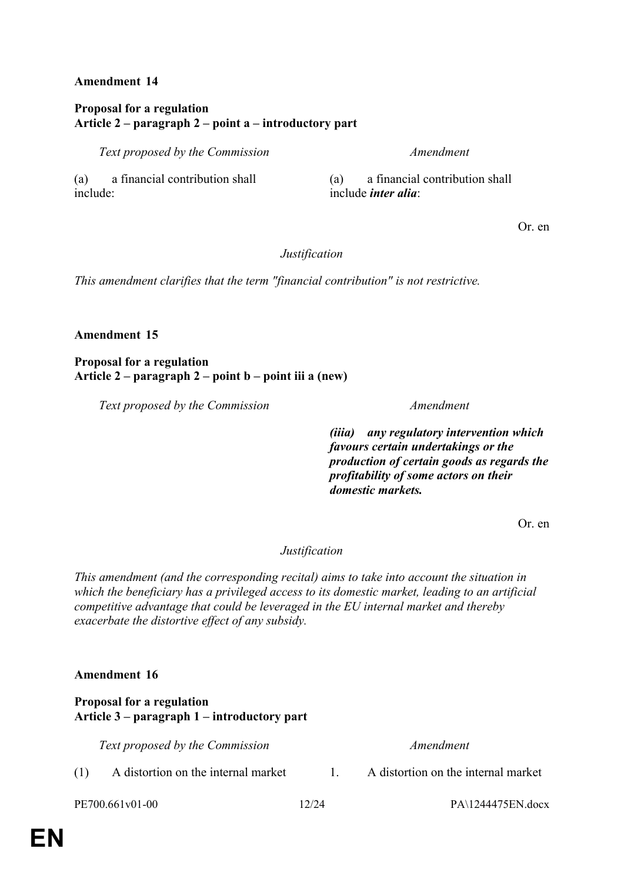**Amendment 14**

**Proposal for a regulation**
**Article 2 – paragraph 2 – point a – introductory part**

| *Text proposed by the Commission* | *Amendment* |
|---|---|
| (a) a financial contribution shall include: | (a) a financial contribution shall include ***inter alia***: |

Or. en

*Justification*

*This amendment clarifies that the term "financial contribution" is not restrictive.*

**Amendment 15**

**Proposal for a regulation**
**Article 2 – paragraph 2 – point b – point iii a (new)**

| *Text proposed by the Commission* | *Amendment* |
|---|---|
| | ***(iiia) any regulatory intervention which favours certain undertakings or the production of certain goods as regards the profitability of some actors on their domestic markets.*** |

Or. en

*Justification*

*This amendment (and the corresponding recital) aims to take into account the situation in which the beneficiary has a privileged access to its domestic market, leading to an artificial competitive advantage that could be leveraged in the EU internal market and thereby exacerbate the distortive effect of any subsidy.*

**Amendment 16**

**Proposal for a regulation**
**Article 3 – paragraph 1 – introductory part**

| *Text proposed by the Commission* | *Amendment* |
|---|---|
| (1) A distortion on the internal market | 1. A distortion on the internal market |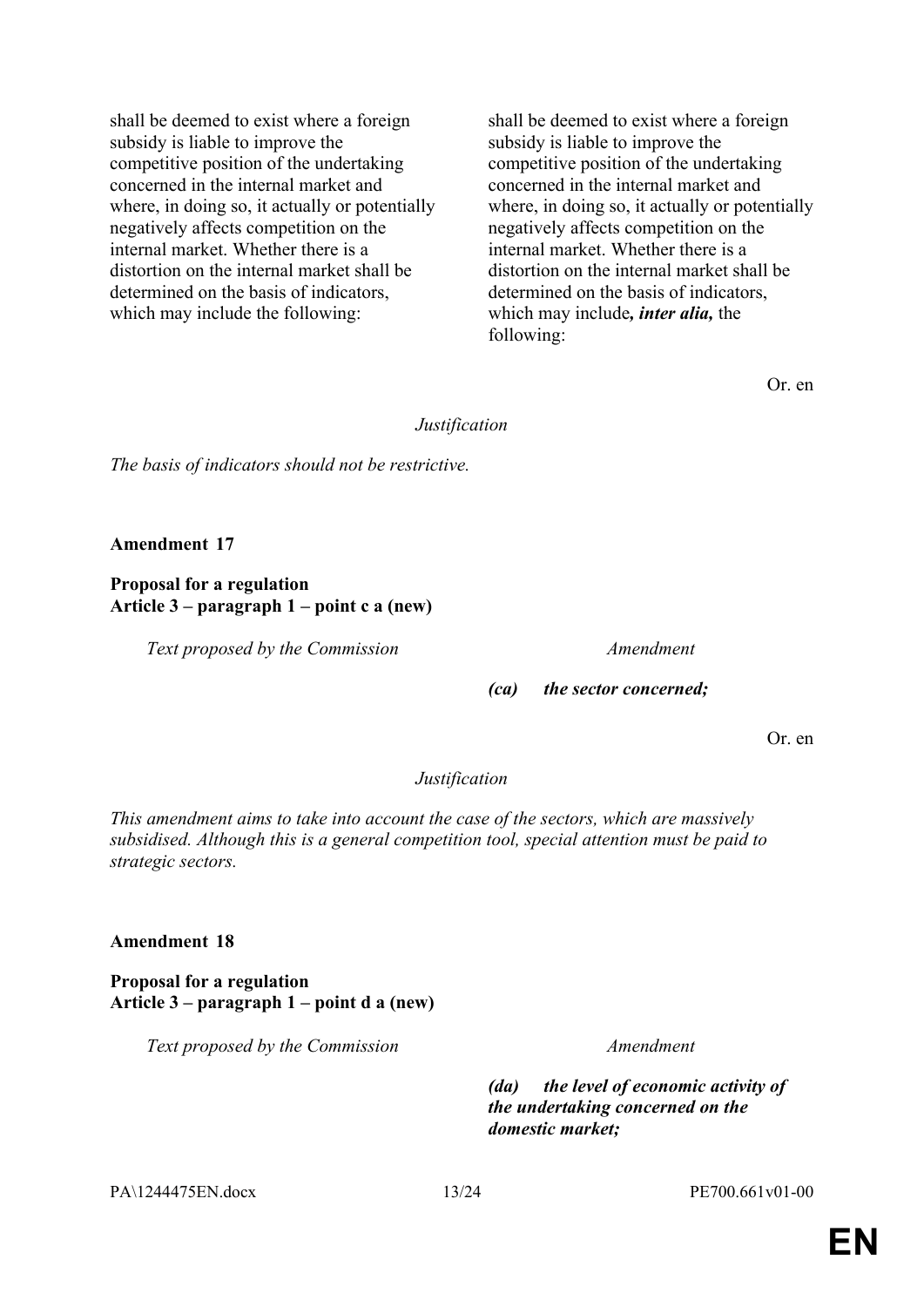| | |
|---|---|
| shall be deemed to exist where a foreign subsidy is liable to improve the competitive position of the undertaking concerned in the internal market and where, in doing so, it actually or potentially negatively affects competition on the internal market. Whether there is a distortion on the internal market shall be determined on the basis of indicators, which may include the following: | shall be deemed to exist where a foreign subsidy is liable to improve the competitive position of the undertaking concerned in the internal market and where, in doing so, it actually or potentially negatively affects competition on the internal market. Whether there is a distortion on the internal market shall be determined on the basis of indicators, which may include***, inter alia,*** the following: |

Or. en

*Justification*

*The basis of indicators should not be restrictive.*

**Amendment 17**

**Proposal for a regulation**
**Article 3 – paragraph 1 – point c a (new)**

| *Text proposed by the Commission* | *Amendment* |
|---|---|
| | ***(ca) the sector concerned;*** |

Or. en

*Justification*

*This amendment aims to take into account the case of the sectors, which are massively subsidised. Although this is a general competition tool, special attention must be paid to strategic sectors.*

**Amendment 18**

**Proposal for a regulation**
**Article 3 – paragraph 1 – point d a (new)**

| *Text proposed by the Commission* | *Amendment* |
|---|---|
| | ***(da) the level of economic activity of the undertaking concerned on the domestic market;*** |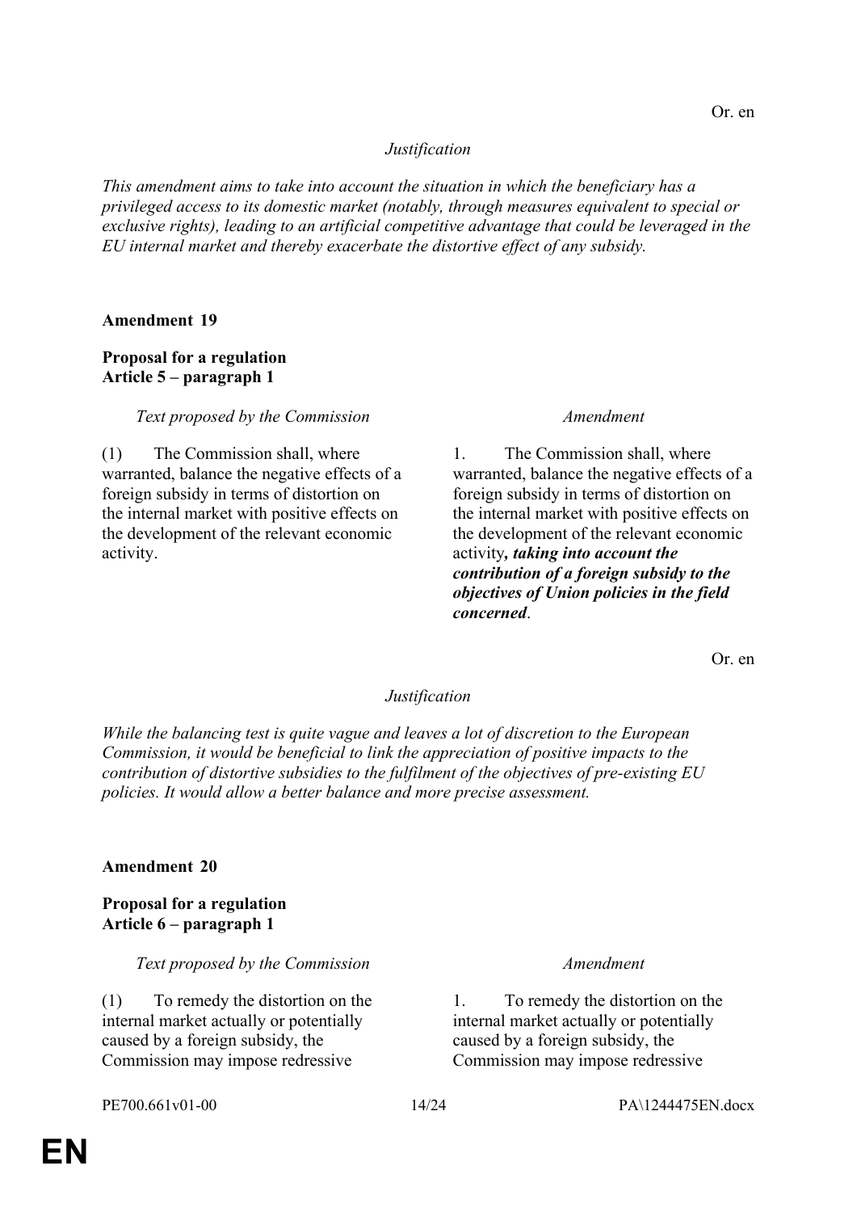Or. en

*Justification*

*This amendment aims to take into account the situation in which the beneficiary has a privileged access to its domestic market (notably, through measures equivalent to special or exclusive rights), leading to an artificial competitive advantage that could be leveraged in the EU internal market and thereby exacerbate the distortive effect of any subsidy.*

**Amendment 19**

**Proposal for a regulation**
**Article 5 – paragraph 1**

| *Text proposed by the Commission* | *Amendment* |
| --- | --- |
| (1) The Commission shall, where warranted, balance the negative effects of a foreign subsidy in terms of distortion on the internal market with positive effects on the development of the relevant economic activity. | 1. The Commission shall, where warranted, balance the negative effects of a foreign subsidy in terms of distortion on the internal market with positive effects on the development of the relevant economic activity***, taking into account the contribution of a foreign subsidy to the objectives of Union policies in the field concerned***. |

Or. en

*Justification*

*While the balancing test is quite vague and leaves a lot of discretion to the European Commission, it would be beneficial to link the appreciation of positive impacts to the contribution of distortive subsidies to the fulfilment of the objectives of pre-existing EU policies. It would allow a better balance and more precise assessment.*

**Amendment 20**

**Proposal for a regulation**
**Article 6 – paragraph 1**

| *Text proposed by the Commission* | *Amendment* |
| --- | --- |
| (1) To remedy the distortion on the internal market actually or potentially caused by a foreign subsidy, the Commission may impose redressive | 1. To remedy the distortion on the internal market actually or potentially caused by a foreign subsidy, the Commission may impose redressive |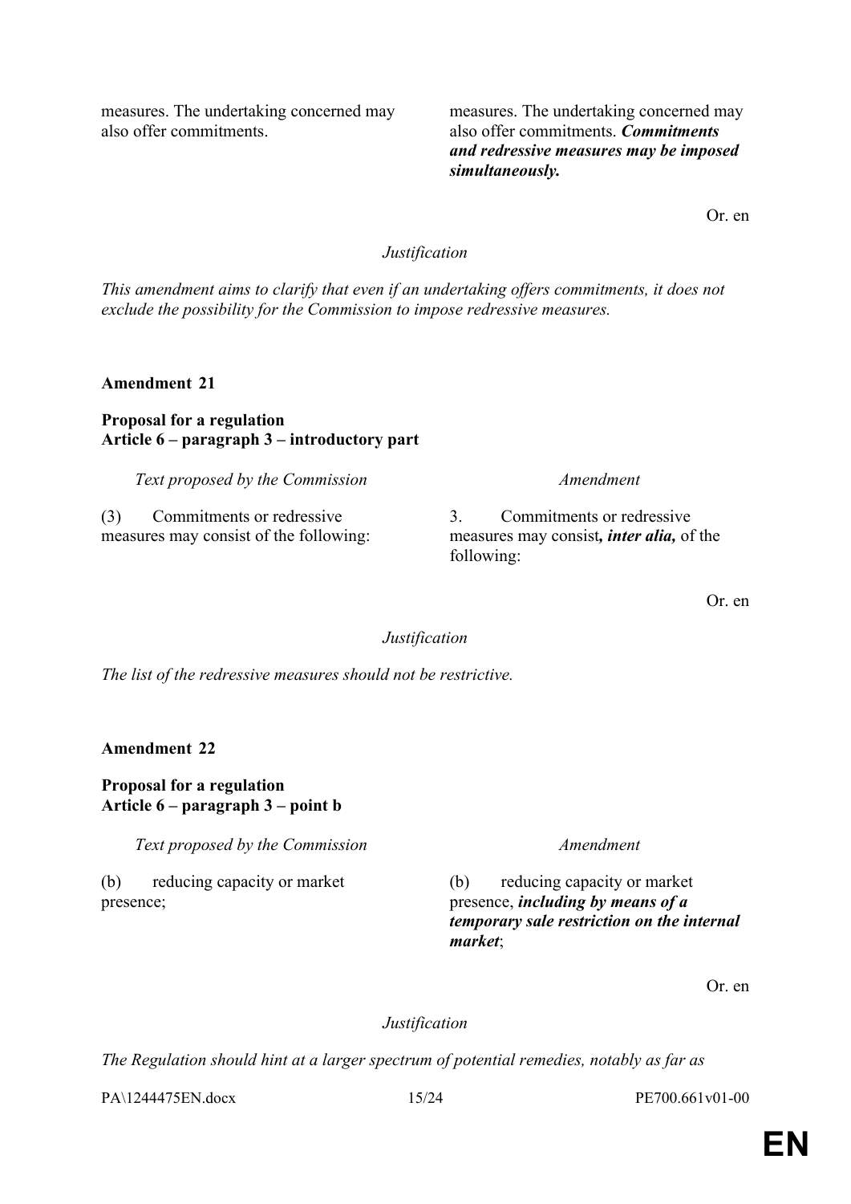| | |
|---|---|
| measures. The undertaking concerned may also offer commitments. | measures. The undertaking concerned may also offer commitments. ***Commitments and redressive measures may be imposed simultaneously.*** |

Or. en

*Justification*

*This amendment aims to clarify that even if an undertaking offers commitments, it does not exclude the possibility for the Commission to impose redressive measures.*

**Amendment 21**

**Proposal for a regulation**
**Article 6 – paragraph 3 – introductory part**

| *Text proposed by the Commission* | *Amendment* |
|---|---|
| (3) Commitments or redressive measures may consist of the following: | 3. Commitments or redressive measures may consist***, inter alia,*** of the following: |

Or. en

*Justification*

*The list of the redressive measures should not be restrictive.*

**Amendment 22**

**Proposal for a regulation**
**Article 6 – paragraph 3 – point b**

| *Text proposed by the Commission* | *Amendment* |
|---|---|
| (b) reducing capacity or market presence; | (b) reducing capacity or market presence, ***including by means of a temporary sale restriction on the internal market***; |

Or. en

*Justification*

*The Regulation should hint at a larger spectrum of potential remedies, notably as far as*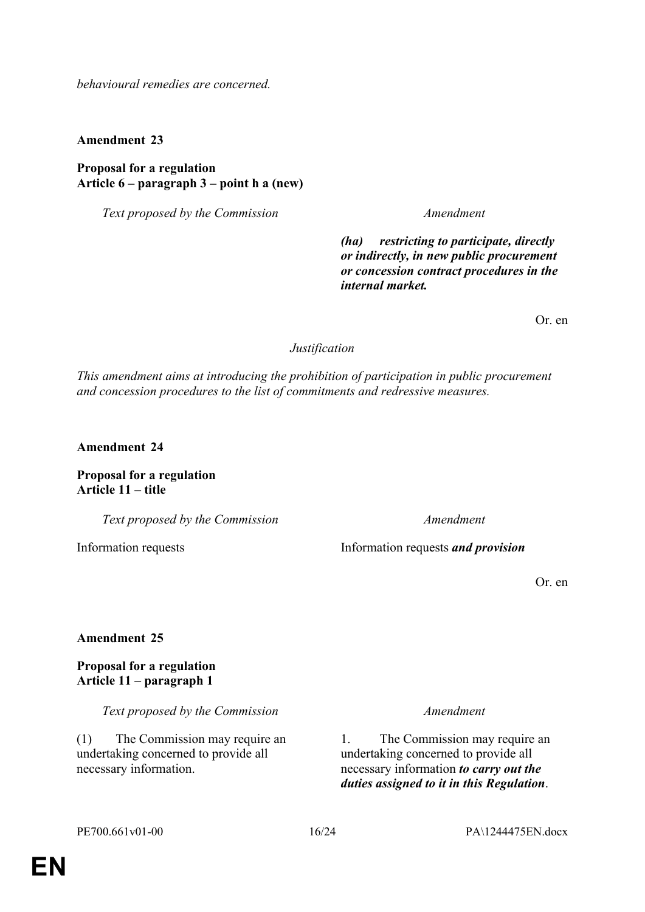*behavioural remedies are concerned.*

**Amendment 23**

**Proposal for a regulation**
**Article 6 – paragraph 3 – point h a (new)**

| *Text proposed by the Commission* | *Amendment* |
|---|---|
| | ***(ha) restricting to participate, directly or indirectly, in new public procurement or concession contract procedures in the internal market.*** |

Or. en

*Justification*

*This amendment aims at introducing the prohibition of participation in public procurement and concession procedures to the list of commitments and redressive measures.*

**Amendment 24**

**Proposal for a regulation**
**Article 11 – title**

| *Text proposed by the Commission* | *Amendment* |
|---|---|
| Information requests | Information requests ***and provision*** |

Or. en

**Amendment 25**

**Proposal for a regulation**
**Article 11 – paragraph 1**

| *Text proposed by the Commission* | *Amendment* |
|---|---|
| (1) The Commission may require an undertaking concerned to provide all necessary information. | 1. The Commission may require an undertaking concerned to provide all necessary information ***to carry out the duties assigned to it in this Regulation***. |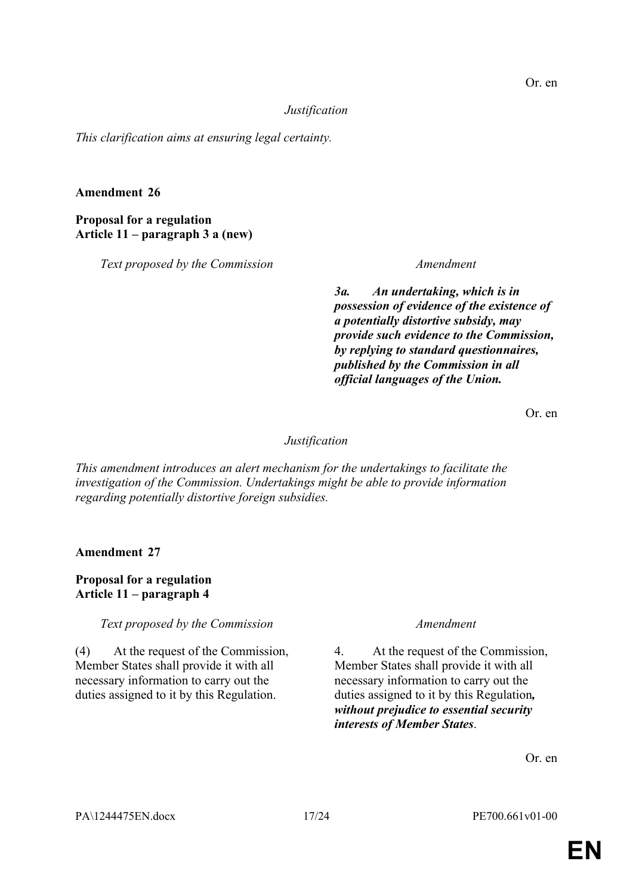Or. en

*Justification*

*This clarification aims at ensuring legal certainty.*

**Amendment 26**

**Proposal for a regulation**
**Article 11 – paragraph 3 a (new)**

| *Text proposed by the Commission* | *Amendment* |
|---|---|
| | ***3a. An undertaking, which is in possession of evidence of the existence of a potentially distortive subsidy, may provide such evidence to the Commission, by replying to standard questionnaires, published by the Commission in all official languages of the Union.*** |

Or. en

*Justification*

*This amendment introduces an alert mechanism for the undertakings to facilitate the investigation of the Commission. Undertakings might be able to provide information regarding potentially distortive foreign subsidies.*

**Amendment 27**

**Proposal for a regulation**
**Article 11 – paragraph 4**

| *Text proposed by the Commission* | *Amendment* |
|---|---|
| (4) At the request of the Commission, Member States shall provide it with all necessary information to carry out the duties assigned to it by this Regulation. | 4. At the request of the Commission, Member States shall provide it with all necessary information to carry out the duties assigned to it by this Regulation***, without prejudice to essential security interests of Member States***. |

Or. en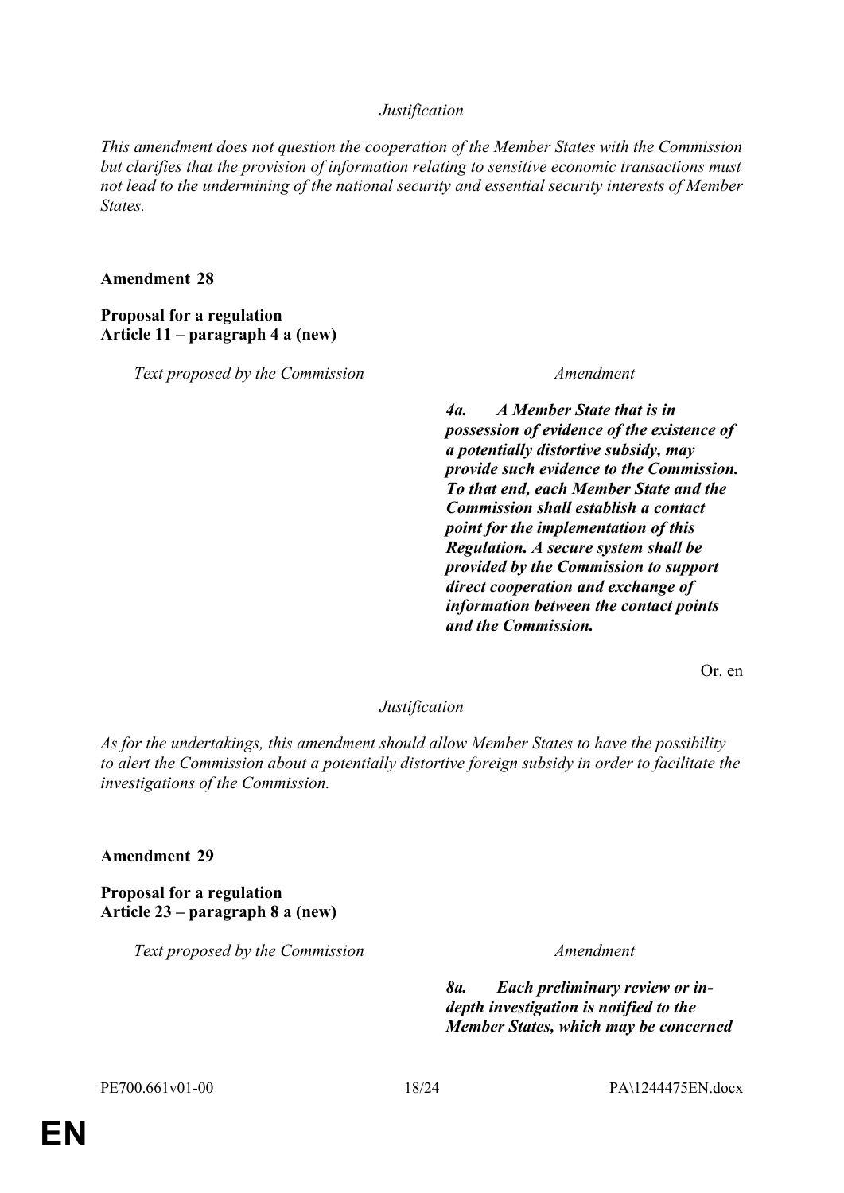*Justification*

*This amendment does not question the cooperation of the Member States with the Commission but clarifies that the provision of information relating to sensitive economic transactions must not lead to the undermining of the national security and essential security interests of Member States.*

**Amendment 28**

**Proposal for a regulation**
**Article 11 – paragraph 4 a (new)**

| *Text proposed by the Commission* | *Amendment* |
|---|---|
| | ***4a. A Member State that is in possession of evidence of the existence of a potentially distortive subsidy, may provide such evidence to the Commission. To that end, each Member State and the Commission shall establish a contact point for the implementation of this Regulation. A secure system shall be provided by the Commission to support direct cooperation and exchange of information between the contact points and the Commission.*** |

Or. en

*Justification*

*As for the undertakings, this amendment should allow Member States to have the possibility to alert the Commission about a potentially distortive foreign subsidy in order to facilitate the investigations of the Commission.*

**Amendment 29**

**Proposal for a regulation**
**Article 23 – paragraph 8 a (new)**

| *Text proposed by the Commission* | *Amendment* |
|---|---|
| | ***8a. Each preliminary review or in-depth investigation is notified to the Member States, which may be concerned*** |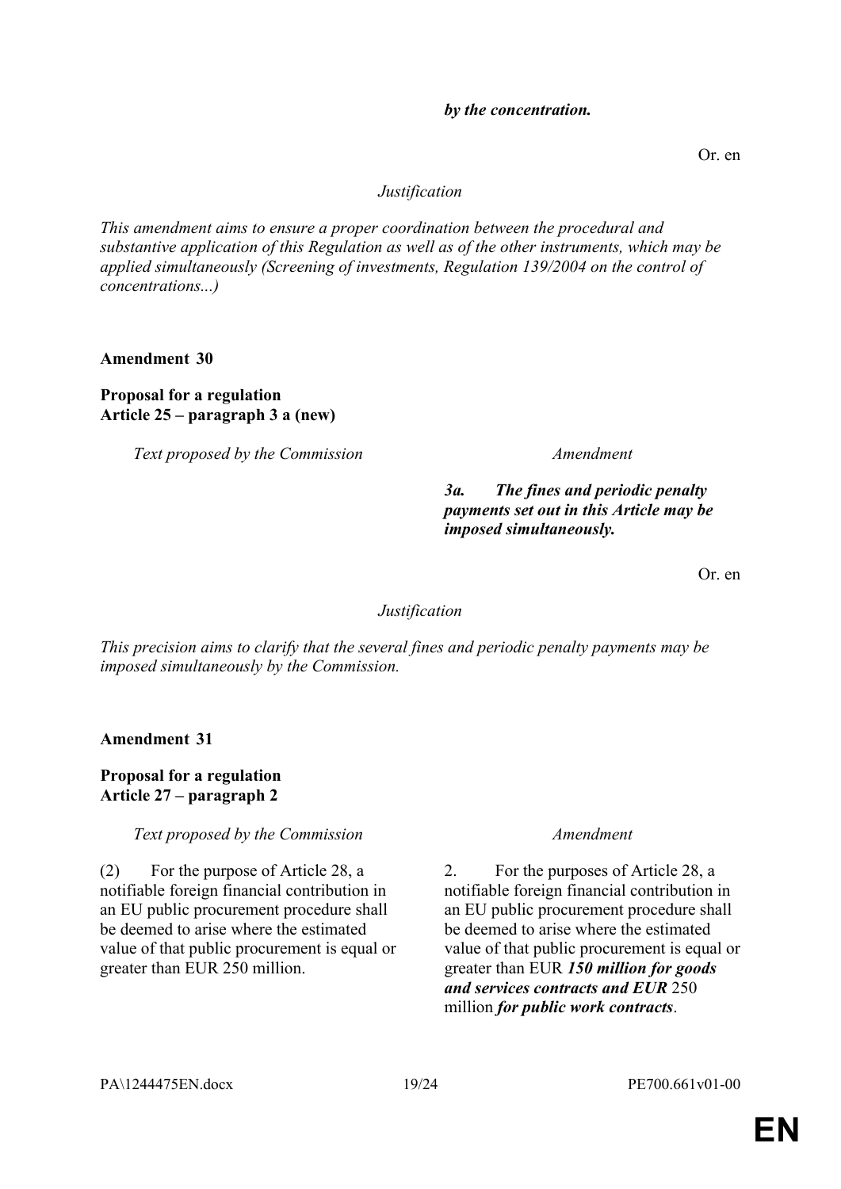| | |
|---|---|
| | ***by the concentration.*** |

Or. en

*Justification*

*This amendment aims to ensure a proper coordination between the procedural and substantive application of this Regulation as well as of the other instruments, which may be applied simultaneously (Screening of investments, Regulation 139/2004 on the control of concentrations...)*

**Amendment 30**

**Proposal for a regulation**
**Article 25 – paragraph 3 a (new)**

| *Text proposed by the Commission* | *Amendment* |
|---|---|
| | ***3a. The fines and periodic penalty payments set out in this Article may be imposed simultaneously.*** |

Or. en

*Justification*

*This precision aims to clarify that the several fines and periodic penalty payments may be imposed simultaneously by the Commission.*

**Amendment 31**

**Proposal for a regulation**
**Article 27 – paragraph 2**

| *Text proposed by the Commission* | *Amendment* |
|---|---|
| (2) For the purpose of Article 28, a notifiable foreign financial contribution in an EU public procurement procedure shall be deemed to arise where the estimated value of that public procurement is equal or greater than EUR 250 million. | 2. For the purposes of Article 28, a notifiable foreign financial contribution in an EU public procurement procedure shall be deemed to arise where the estimated value of that public procurement is equal or greater than EUR ***150 million for goods and services contracts and EUR*** 250 million ***for public work contracts***. |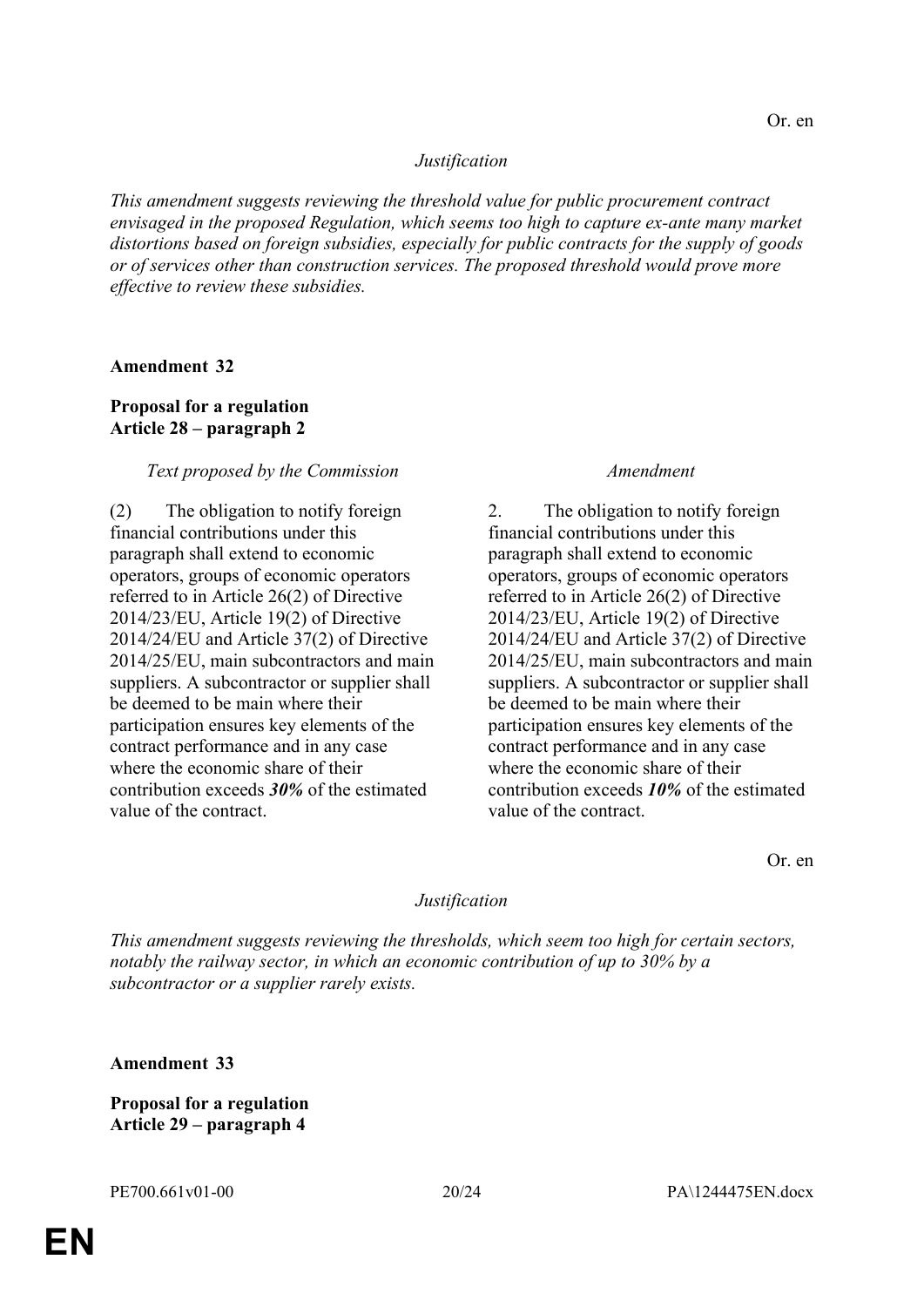Or. en

*Justification*

*This amendment suggests reviewing the threshold value for public procurement contract envisaged in the proposed Regulation, which seems too high to capture ex-ante many market distortions based on foreign subsidies, especially for public contracts for the supply of goods or of services other than construction services. The proposed threshold would prove more effective to review these subsidies.*

**Amendment 32**

**Proposal for a regulation**
**Article 28 – paragraph 2**

| *Text proposed by the Commission* | *Amendment* |
|---|---|
| (2) The obligation to notify foreign financial contributions under this paragraph shall extend to economic operators, groups of economic operators referred to in Article 26(2) of Directive 2014/23/EU, Article 19(2) of Directive 2014/24/EU and Article 37(2) of Directive 2014/25/EU, main subcontractors and main suppliers. A subcontractor or supplier shall be deemed to be main where their participation ensures key elements of the contract performance and in any case where the economic share of their contribution exceeds ***30%*** of the estimated value of the contract. | 2. The obligation to notify foreign financial contributions under this paragraph shall extend to economic operators, groups of economic operators referred to in Article 26(2) of Directive 2014/23/EU, Article 19(2) of Directive 2014/24/EU and Article 37(2) of Directive 2014/25/EU, main subcontractors and main suppliers. A subcontractor or supplier shall be deemed to be main where their participation ensures key elements of the contract performance and in any case where the economic share of their contribution exceeds ***10%*** of the estimated value of the contract. |

Or. en

*Justification*

*This amendment suggests reviewing the thresholds, which seem too high for certain sectors, notably the railway sector, in which an economic contribution of up to 30% by a subcontractor or a supplier rarely exists.*

**Amendment 33**

**Proposal for a regulation**
**Article 29 – paragraph 4**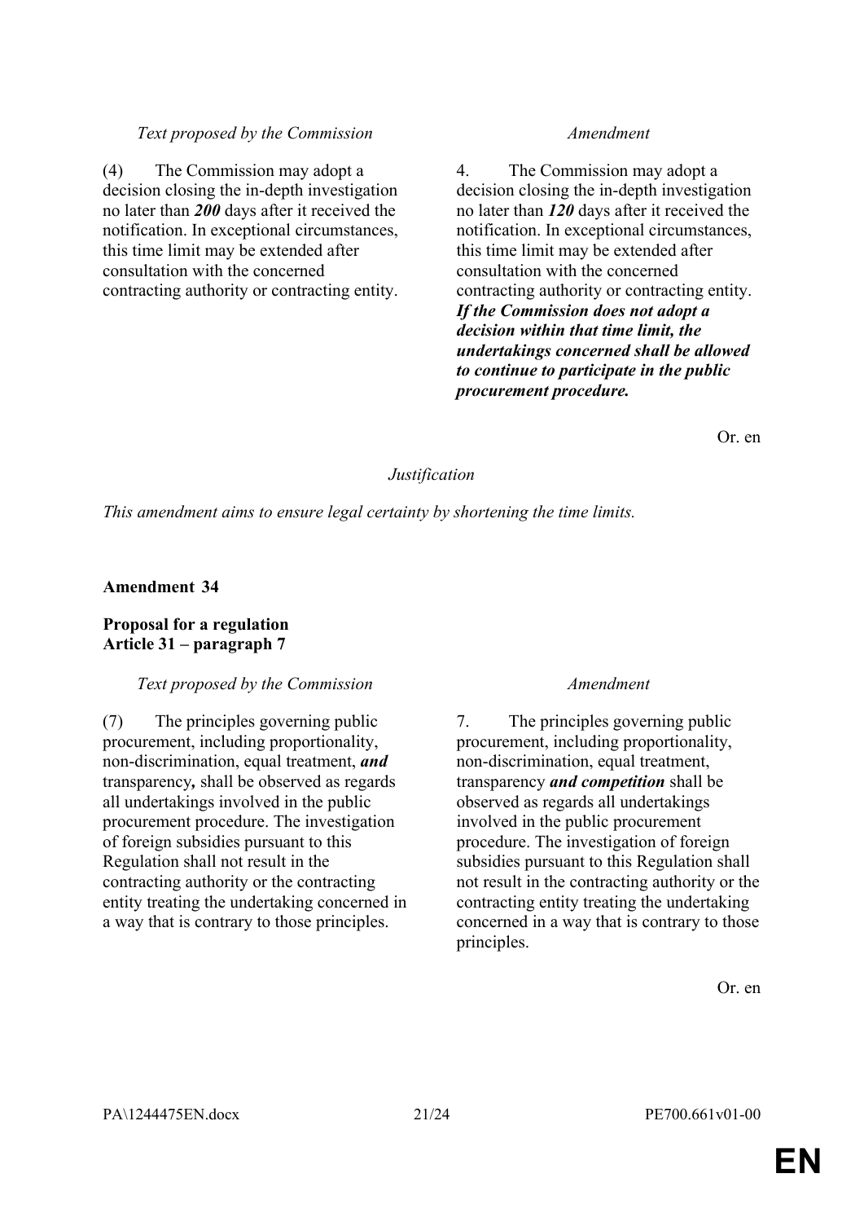| *Text proposed by the Commission* | *Amendment* |
|---|---|
| (4) The Commission may adopt a decision closing the in-depth investigation no later than ***200*** days after it received the notification. In exceptional circumstances, this time limit may be extended after consultation with the concerned contracting authority or contracting entity. | 4. The Commission may adopt a decision closing the in-depth investigation no later than ***120*** days after it received the notification. In exceptional circumstances, this time limit may be extended after consultation with the concerned contracting authority or contracting entity. ***If the Commission does not adopt a decision within that time limit, the undertakings concerned shall be allowed to continue to participate in the public procurement procedure.*** |

Or. en

*Justification*

*This amendment aims to ensure legal certainty by shortening the time limits.*

**Amendment 34**

**Proposal for a regulation**
**Article 31 – paragraph 7**

| *Text proposed by the Commission* | *Amendment* |
|---|---|
| (7) The principles governing public procurement, including proportionality, non-discrimination, equal treatment, ***and*** transparency***,*** shall be observed as regards all undertakings involved in the public procurement procedure. The investigation of foreign subsidies pursuant to this Regulation shall not result in the contracting authority or the contracting entity treating the undertaking concerned in a way that is contrary to those principles. | 7. The principles governing public procurement, including proportionality, non-discrimination, equal treatment, transparency ***and competition*** shall be observed as regards all undertakings involved in the public procurement procedure. The investigation of foreign subsidies pursuant to this Regulation shall not result in the contracting authority or the contracting entity treating the undertaking concerned in a way that is contrary to those principles. |

Or. en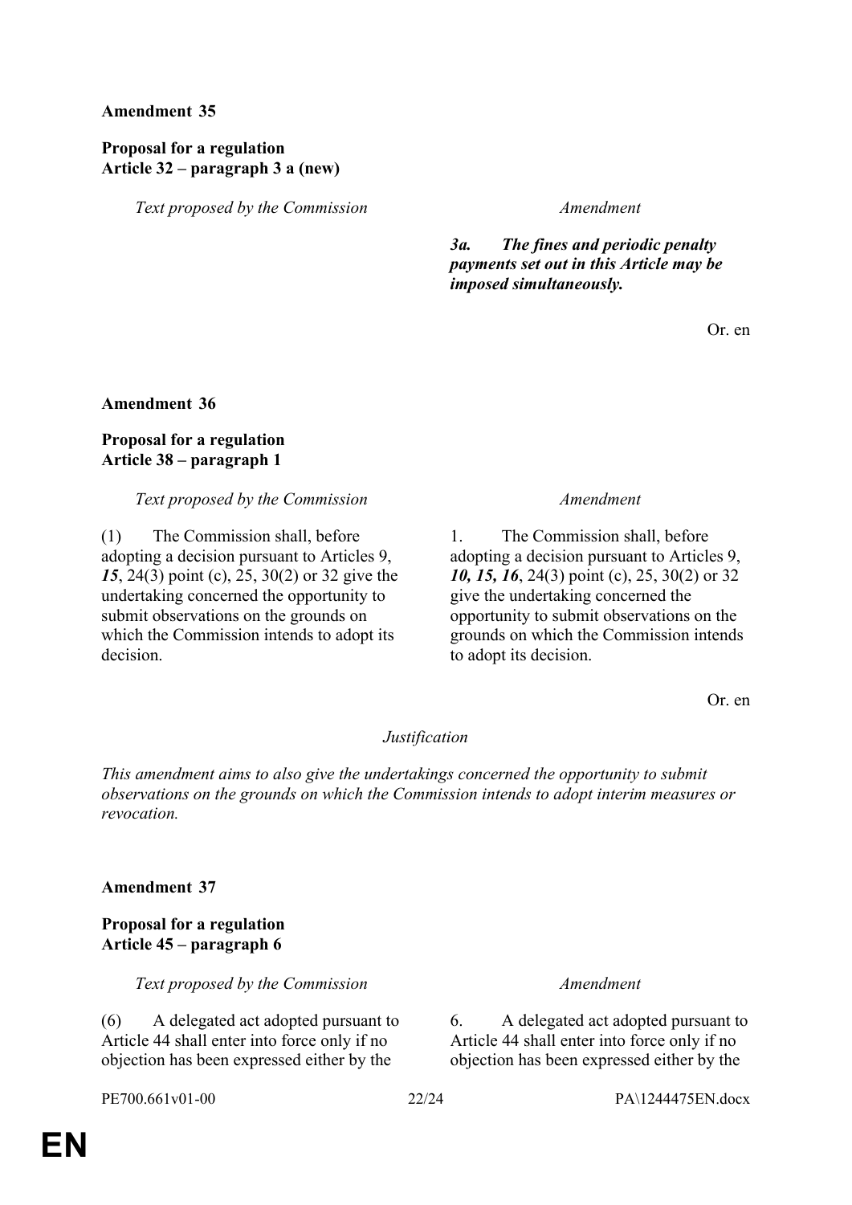**Amendment 35**

**Proposal for a regulation**
**Article 32 – paragraph 3 a (new)**

| *Text proposed by the Commission* | *Amendment* |
|---|---|
| | ***3a. The fines and periodic penalty payments set out in this Article may be imposed simultaneously.*** |

Or. en

**Amendment 36**

**Proposal for a regulation**
**Article 38 – paragraph 1**

| *Text proposed by the Commission* | *Amendment* |
|---|---|
| (1) The Commission shall, before adopting a decision pursuant to Articles 9, ***15***, 24(3) point (c), 25, 30(2) or 32 give the undertaking concerned the opportunity to submit observations on the grounds on which the Commission intends to adopt its decision. | 1. The Commission shall, before adopting a decision pursuant to Articles 9, ***10, 15, 16***, 24(3) point (c), 25, 30(2) or 32 give the undertaking concerned the opportunity to submit observations on the grounds on which the Commission intends to adopt its decision. |

Or. en

*Justification*

*This amendment aims to also give the undertakings concerned the opportunity to submit observations on the grounds on which the Commission intends to adopt interim measures or revocation.*

**Amendment 37**

**Proposal for a regulation**
**Article 45 – paragraph 6**

| *Text proposed by the Commission* | *Amendment* |
|---|---|
| (6) A delegated act adopted pursuant to Article 44 shall enter into force only if no objection has been expressed either by the | 6. A delegated act adopted pursuant to Article 44 shall enter into force only if no objection has been expressed either by the |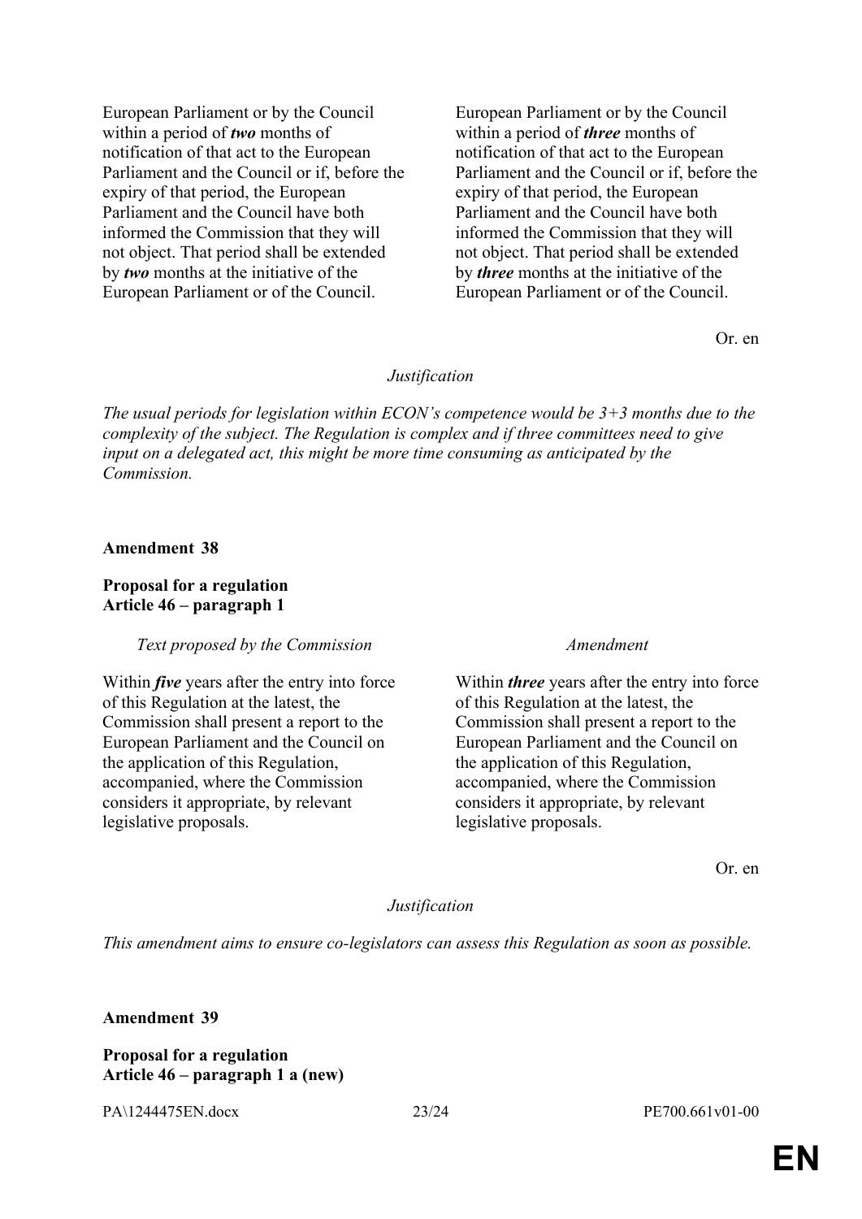| | |
|---|---|
| European Parliament or by the Council within a period of ***two*** months of notification of that act to the European Parliament and the Council or if, before the expiry of that period, the European Parliament and the Council have both informed the Commission that they will not object. That period shall be extended by ***two*** months at the initiative of the European Parliament or of the Council. | European Parliament or by the Council within a period of ***three*** months of notification of that act to the European Parliament and the Council or if, before the expiry of that period, the European Parliament and the Council have both informed the Commission that they will not object. That period shall be extended by ***three*** months at the initiative of the European Parliament or of the Council. |

Or. en

*Justification*

*The usual periods for legislation within ECON's competence would be 3+3 months due to the complexity of the subject. The Regulation is complex and if three committees need to give input on a delegated act, this might be more time consuming as anticipated by the Commission.*

**Amendment 38**

**Proposal for a regulation**
**Article 46 – paragraph 1**

| *Text proposed by the Commission* | *Amendment* |
|---|---|
| Within ***five*** years after the entry into force of this Regulation at the latest, the Commission shall present a report to the European Parliament and the Council on the application of this Regulation, accompanied, where the Commission considers it appropriate, by relevant legislative proposals. | Within ***three*** years after the entry into force of this Regulation at the latest, the Commission shall present a report to the European Parliament and the Council on the application of this Regulation, accompanied, where the Commission considers it appropriate, by relevant legislative proposals. |

Or. en

*Justification*

*This amendment aims to ensure co-legislators can assess this Regulation as soon as possible.*

**Amendment 39**

**Proposal for a regulation**
**Article 46 – paragraph 1 a (new)**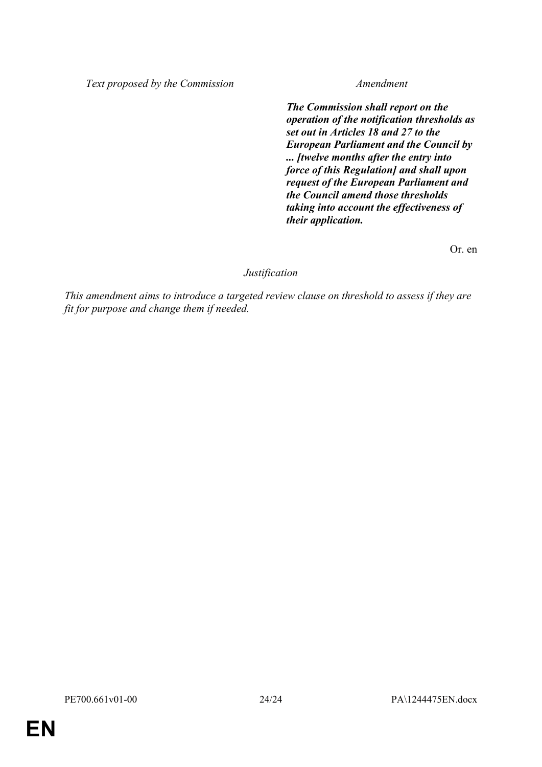| Text proposed by the Commission | Amendment |
|---|---|
| | ***The Commission shall report on the operation of the notification thresholds as set out in Articles 18 and 27 to the European Parliament and the Council by ... [twelve months after the entry into force of this Regulation] and shall upon request of the European Parliament and the Council amend those thresholds taking into account the effectiveness of their application.*** |

Or. en

*Justification*

*This amendment aims to introduce a targeted review clause on threshold to assess if they are fit for purpose and change them if needed.*